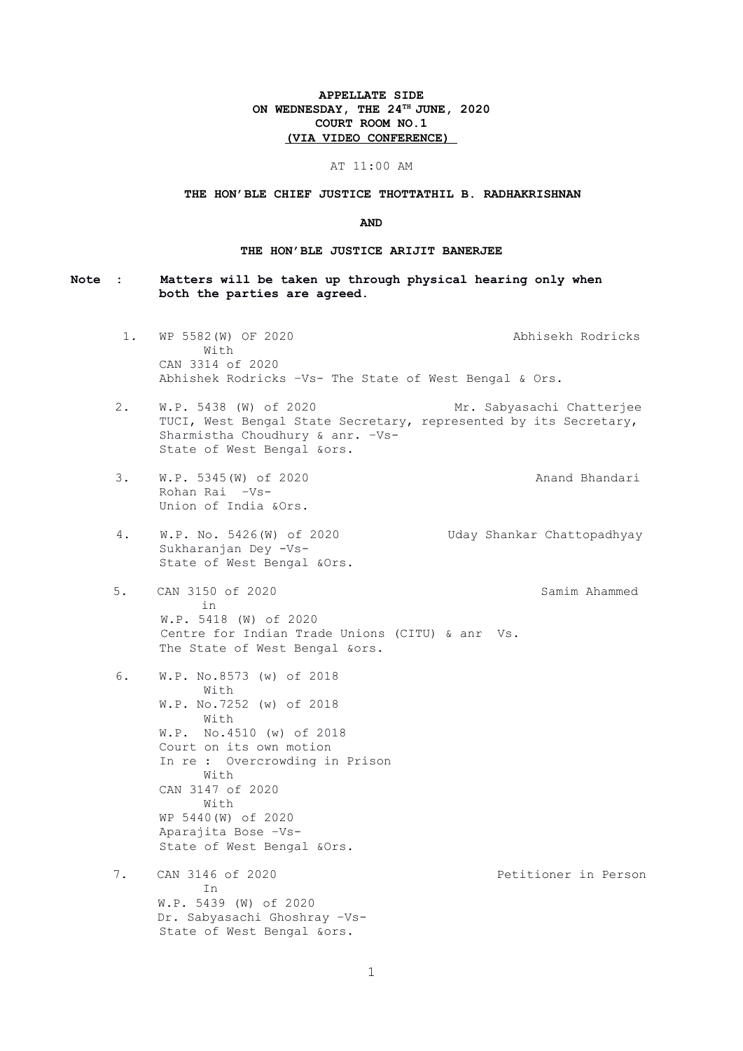**APPELLATE SIDE**
**ON WEDNESDAY, THE 24TH JUNE, 2020**
**COURT ROOM NO.1**
**(VIA VIDEO CONFERENCE)**

AT 11:00 AM

**THE HON'BLE CHIEF JUSTICE THOTTATHIL B. RADHAKRISHNAN**

**AND**

**THE HON'BLE JUSTICE ARIJIT BANERJEE**

**Note : Matters will be taken up through physical hearing only when both the parties are agreed.**

1. WP 5582(W) OF 2020 — Abhisekh Rodricks
   With
   CAN 3314 of 2020
   Abhishek Rodricks -Vs- The State of West Bengal & Ors.

2. W.P. 5438 (W) of 2020 — Mr. Sabyasachi Chatterjee
   TUCI, West Bengal State Secretary, represented by its Secretary, Sharmistha Choudhury & anr. -Vs-
   State of West Bengal &ors.

3. W.P. 5345(W) of 2020 — Anand Bhandari
   Rohan Rai -Vs-
   Union of India &Ors.

4. W.P. No. 5426(W) of 2020 — Uday Shankar Chattopadhyay
   Sukharanjan Dey -Vs-
   State of West Bengal &Ors.

5. CAN 3150 of 2020 — Samim Ahammed
   in
   W.P. 5418 (W) of 2020
   Centre for Indian Trade Unions (CITU) & anr Vs.
   The State of West Bengal &ors.

6. W.P. No.8573 (w) of 2018
   With
   W.P. No.7252 (w) of 2018
   With
   W.P. No.4510 (w) of 2018
   Court on its own motion
   In re : Overcrowding in Prison
   With
   CAN 3147 of 2020
   With
   WP 5440(W) of 2020
   Aparajita Bose -Vs-
   State of West Bengal &Ors.

7. CAN 3146 of 2020 — Petitioner in Person
   In
   W.P. 5439 (W) of 2020
   Dr. Sabyasachi Ghoshray -Vs-
   State of West Bengal &ors.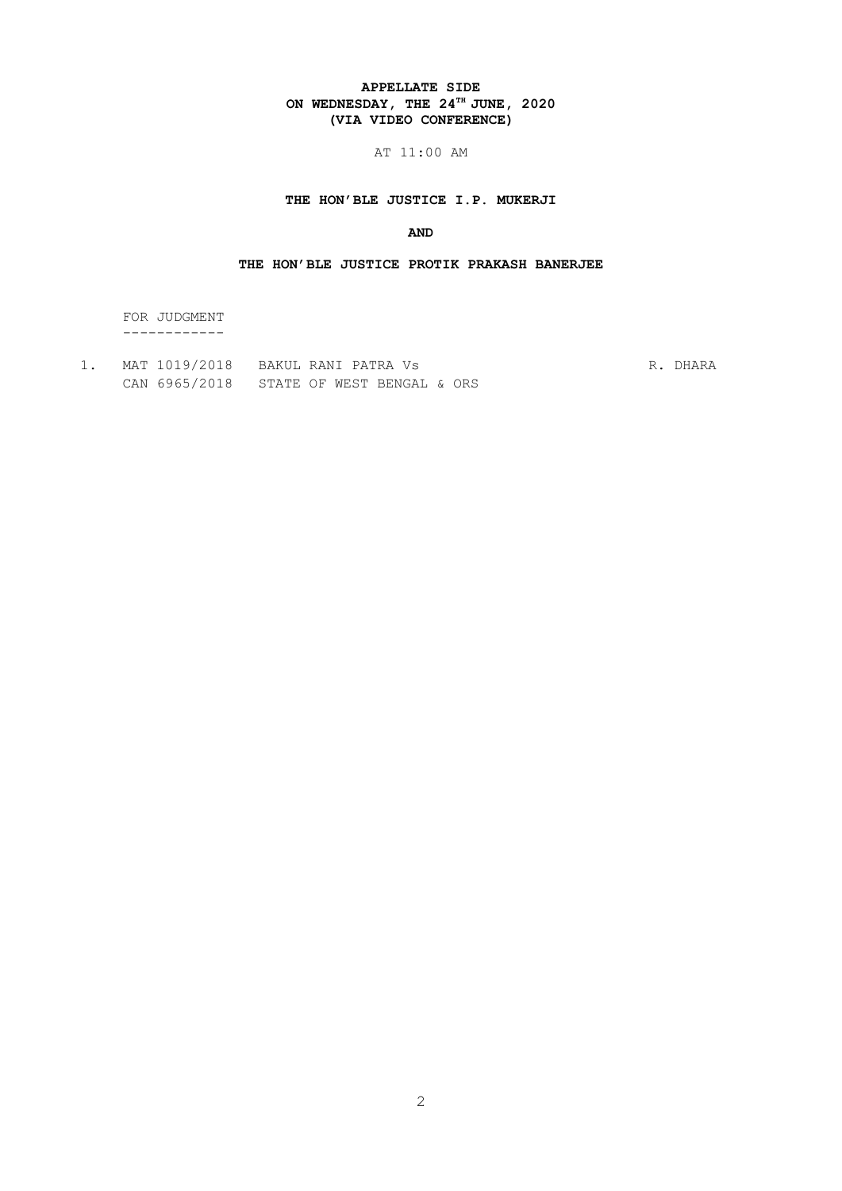**APPELLATE SIDE**
**ON WEDNESDAY, THE 24TH JUNE, 2020**
**(VIA VIDEO CONFERENCE)**

AT 11:00 AM

**THE HON'BLE JUSTICE I.P. MUKERJI**

**AND**

**THE HON'BLE JUSTICE PROTIK PRAKASH BANERJEE**

FOR JUDGMENT
------------

| | | | |
|---|---|---|---|
| 1. | MAT 1019/2018<br>CAN 6965/2018 | BAKUL RANI PATRA Vs<br>STATE OF WEST BENGAL & ORS | R. DHARA |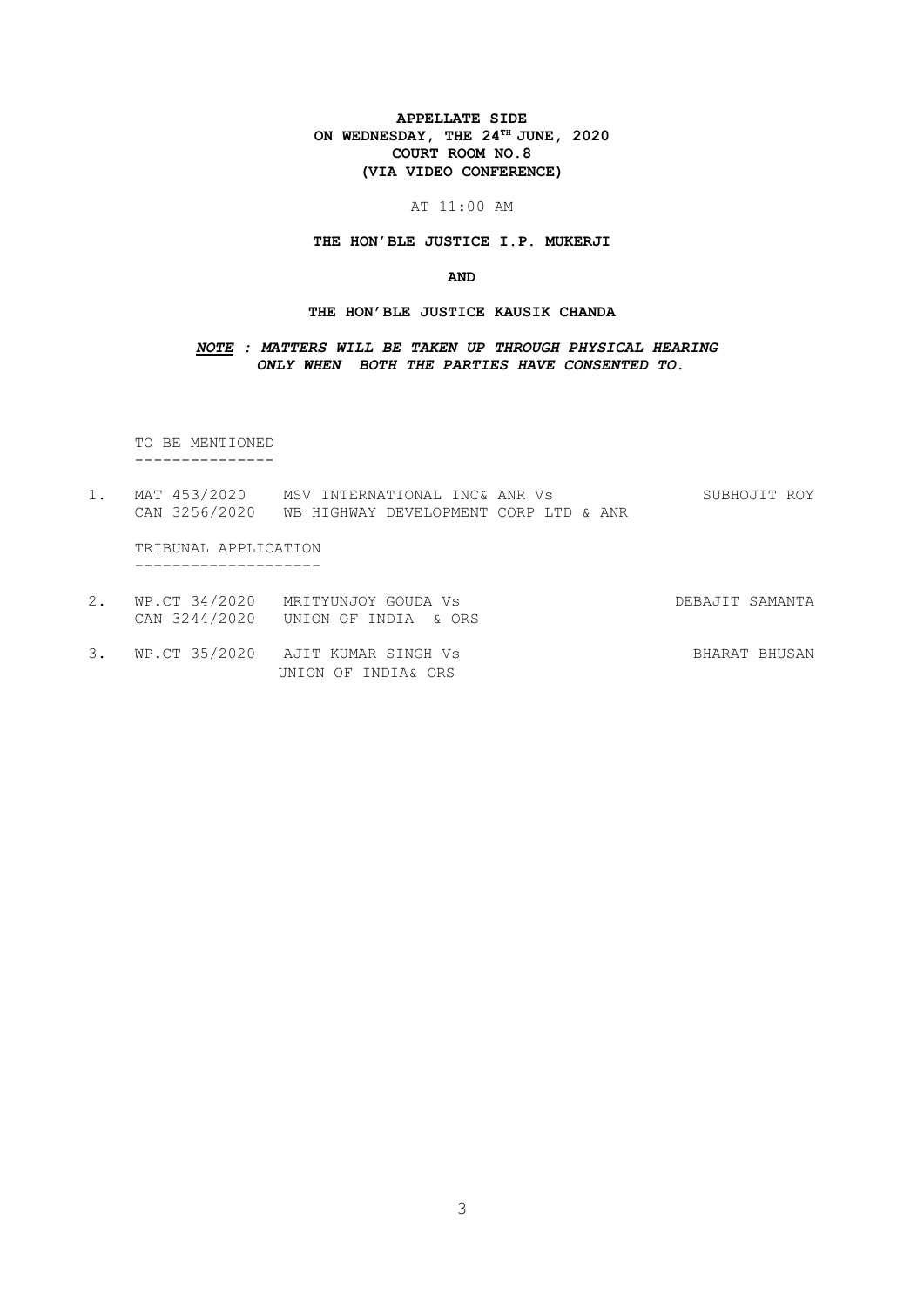**APPELLATE SIDE**
**ON WEDNESDAY, THE 24TH JUNE, 2020**
**COURT ROOM NO.8**
**(VIA VIDEO CONFERENCE)**

AT 11:00 AM

**THE HON'BLE JUSTICE I.P. MUKERJI**

**AND**

**THE HON'BLE JUSTICE KAUSIK CHANDA**

***NOTE : MATTERS WILL BE TAKEN UP THROUGH PHYSICAL HEARING ONLY WHEN BOTH THE PARTIES HAVE CONSENTED TO.***

TO BE MENTIONED
---------------

1. MAT 453/2020 MSV INTERNATIONAL INC& ANR Vs SUBHOJIT ROY
   CAN 3256/2020 WB HIGHWAY DEVELOPMENT CORP LTD & ANR

TRIBUNAL APPLICATION
--------------------

2. WP.CT 34/2020 MRITYUNJOY GOUDA Vs DEBAJIT SAMANTA
   CAN 3244/2020 UNION OF INDIA & ORS

3. WP.CT 35/2020 AJIT KUMAR SINGH Vs BHARAT BHUSAN
   UNION OF INDIA& ORS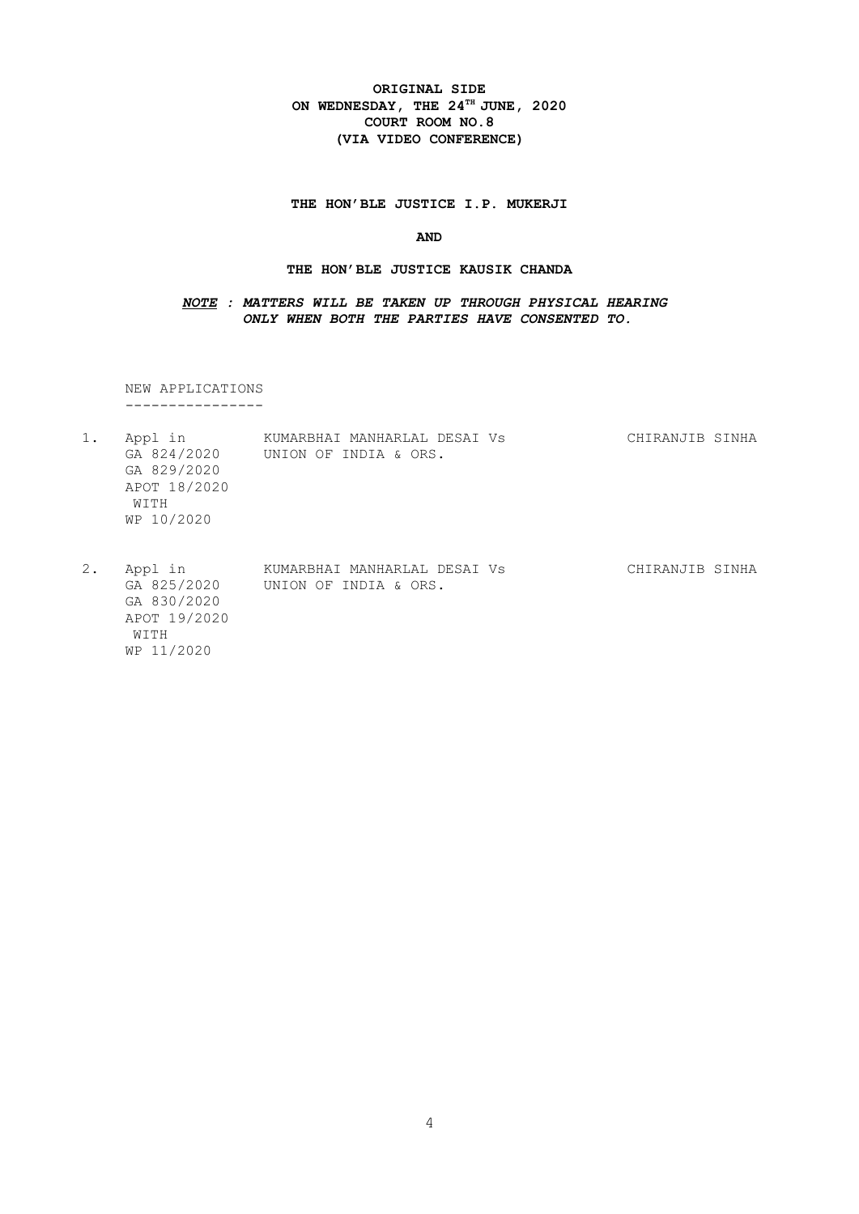**ORIGINAL SIDE**
**ON WEDNESDAY, THE 24TH JUNE, 2020**
**COURT ROOM NO.8**
**(VIA VIDEO CONFERENCE)**

**THE HON'BLE JUSTICE I.P. MUKERJI**

**AND**

**THE HON'BLE JUSTICE KAUSIK CHANDA**

***NOTE : MATTERS WILL BE TAKEN UP THROUGH PHYSICAL HEARING ONLY WHEN BOTH THE PARTIES HAVE CONSENTED TO.***

NEW APPLICATIONS
----------------

| | | | |
|---|---|---|---|
| 1. | Appl in<br>GA 824/2020<br>GA 829/2020<br>APOT 18/2020<br>WITH<br>WP 10/2020 | KUMARBHAI MANHARLAL DESAI Vs<br>UNION OF INDIA & ORS. | CHIRANJIB SINHA |
| 2. | Appl in<br>GA 825/2020<br>GA 830/2020<br>APOT 19/2020<br>WITH<br>WP 11/2020 | KUMARBHAI MANHARLAL DESAI Vs<br>UNION OF INDIA & ORS. | CHIRANJIB SINHA |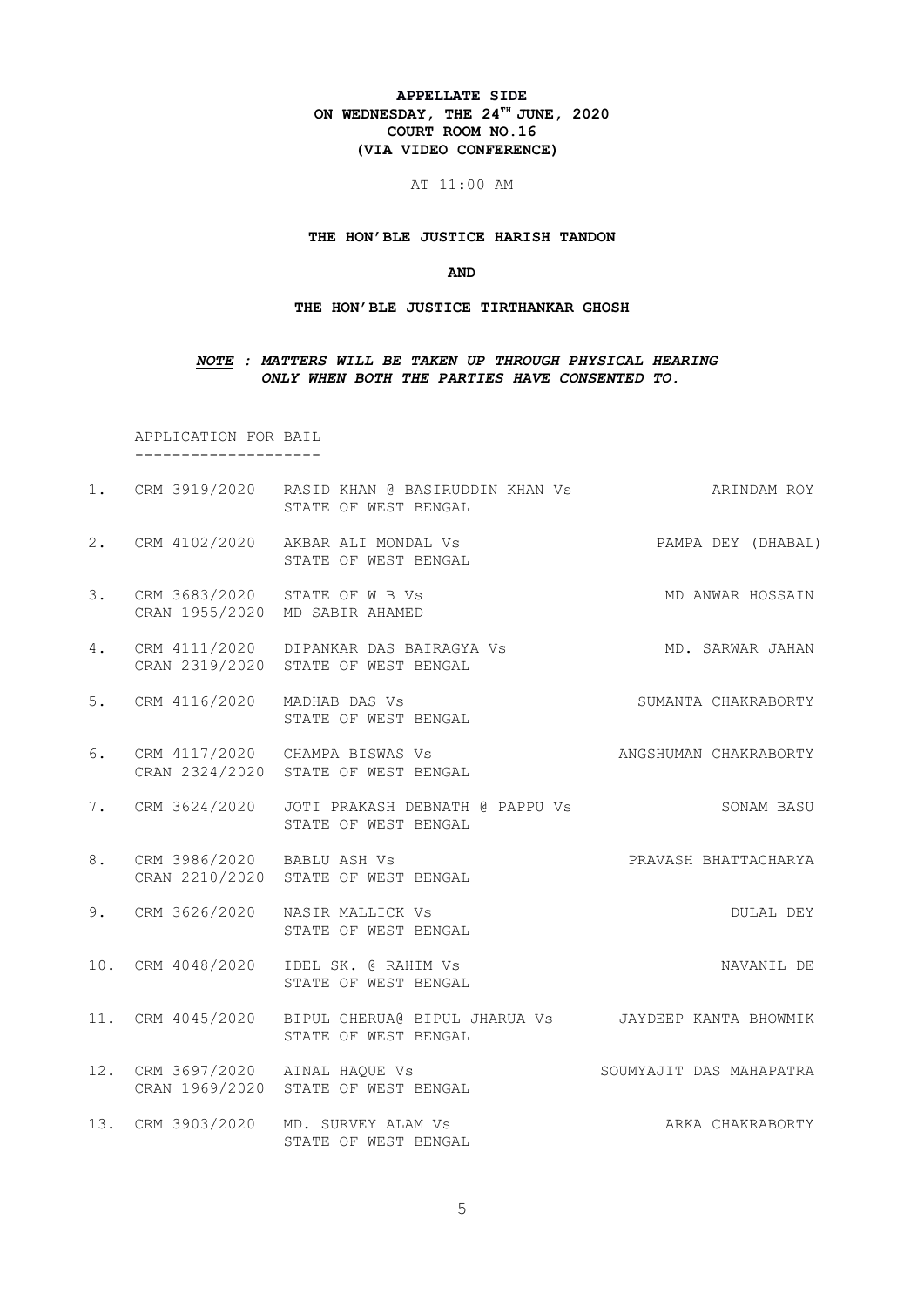**APPELLATE SIDE**
**ON WEDNESDAY, THE 24TH JUNE, 2020**
**COURT ROOM NO.16**
**(VIA VIDEO CONFERENCE)**

AT 11:00 AM

**THE HON'BLE JUSTICE HARISH TANDON**

**AND**

**THE HON'BLE JUSTICE TIRTHANKAR GHOSH**

***NOTE : MATTERS WILL BE TAKEN UP THROUGH PHYSICAL HEARING ONLY WHEN BOTH THE PARTIES HAVE CONSENTED TO.***

APPLICATION FOR BAIL
--------------------

| No. | Case No. | Parties | Advocate |
|---|---|---|---|
| 1. | CRM 3919/2020 | RASID KHAN @ BASIRUDDIN KHAN Vs STATE OF WEST BENGAL | ARINDAM ROY |
| 2. | CRM 4102/2020 | AKBAR ALI MONDAL Vs STATE OF WEST BENGAL | PAMPA DEY (DHABAL) |
| 3. | CRM 3683/2020 CRAN 1955/2020 | STATE OF W B Vs MD SABIR AHAMED | MD ANWAR HOSSAIN |
| 4. | CRM 4111/2020 CRAN 2319/2020 | DIPANKAR DAS BAIRAGYA Vs STATE OF WEST BENGAL | MD. SARWAR JAHAN |
| 5. | CRM 4116/2020 | MADHAB DAS Vs STATE OF WEST BENGAL | SUMANTA CHAKRABORTY |
| 6. | CRM 4117/2020 CRAN 2324/2020 | CHAMPA BISWAS Vs STATE OF WEST BENGAL | ANGSHUMAN CHAKRABORTY |
| 7. | CRM 3624/2020 | JOTI PRAKASH DEBNATH @ PAPPU Vs STATE OF WEST BENGAL | SONAM BASU |
| 8. | CRM 3986/2020 CRAN 2210/2020 | BABLU ASH Vs STATE OF WEST BENGAL | PRAVASH BHATTACHARYA |
| 9. | CRM 3626/2020 | NASIR MALLICK Vs STATE OF WEST BENGAL | DULAL DEY |
| 10. | CRM 4048/2020 | IDEL SK. @ RAHIM Vs STATE OF WEST BENGAL | NAVANIL DE |
| 11. | CRM 4045/2020 | BIPUL CHERUA@ BIPUL JHARUA Vs STATE OF WEST BENGAL | JAYDEEP KANTA BHOWMIK |
| 12. | CRM 3697/2020 CRAN 1969/2020 | AINAL HAQUE Vs STATE OF WEST BENGAL | SOUMYAJIT DAS MAHAPATRA |
| 13. | CRM 3903/2020 | MD. SURVEY ALAM Vs STATE OF WEST BENGAL | ARKA CHAKRABORTY |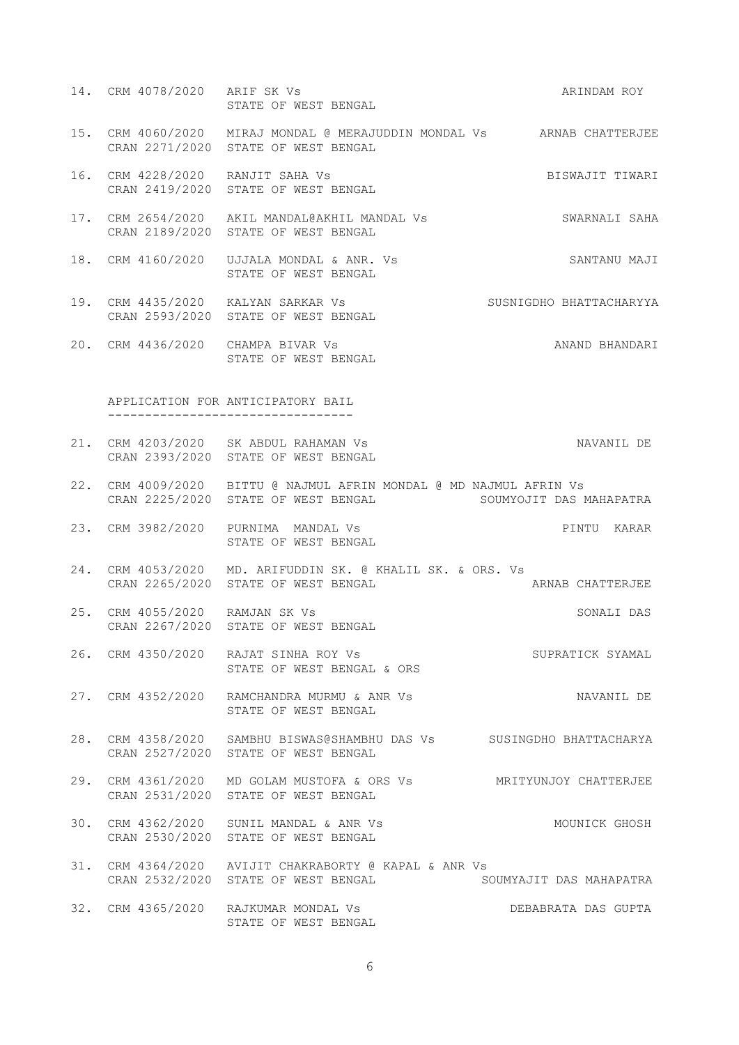| No. | Case No. | Parties | Advocate |
|---|---|---|---|
| 14. | CRM 4078/2020 | ARIF SK Vs<br>STATE OF WEST BENGAL | ARINDAM ROY |
| 15. | CRM 4060/2020<br>CRAN 2271/2020 | MIRAJ MONDAL @ MERAJUDDIN MONDAL Vs<br>STATE OF WEST BENGAL | ARNAB CHATTERJEE |
| 16. | CRM 4228/2020<br>CRAN 2419/2020 | RANJIT SAHA Vs<br>STATE OF WEST BENGAL | BISWAJIT TIWARI |
| 17. | CRM 2654/2020<br>CRAN 2189/2020 | AKIL MANDAL@AKHIL MANDAL Vs<br>STATE OF WEST BENGAL | SWARNALI SAHA |
| 18. | CRM 4160/2020 | UJJALA MONDAL & ANR. Vs<br>STATE OF WEST BENGAL | SANTANU MAJI |
| 19. | CRM 4435/2020<br>CRAN 2593/2020 | KALYAN SARKAR Vs<br>STATE OF WEST BENGAL | SUSNIGDHO BHATTACHARYYA |
| 20. | CRM 4436/2020 | CHAMPA BIVAR Vs<br>STATE OF WEST BENGAL | ANAND BHANDARI |

APPLICATION FOR ANTICIPATORY BAIL
---------------------------------

| No. | Case No. | Parties | Advocate |
|---|---|---|---|
| 21. | CRM 4203/2020<br>CRAN 2393/2020 | SK ABDUL RAHAMAN Vs<br>STATE OF WEST BENGAL | NAVANIL DE |
| 22. | CRM 4009/2020<br>CRAN 2225/2020 | BITTU @ NAJMUL AFRIN MONDAL @ MD NAJMUL AFRIN Vs<br>STATE OF WEST BENGAL | SOUMYOJIT DAS MAHAPATRA |
| 23. | CRM 3982/2020 | PURNIMA MANDAL Vs<br>STATE OF WEST BENGAL | PINTU KARAR |
| 24. | CRM 4053/2020<br>CRAN 2265/2020 | MD. ARIFUDDIN SK. @ KHALIL SK. & ORS. Vs<br>STATE OF WEST BENGAL | ARNAB CHATTERJEE |
| 25. | CRM 4055/2020<br>CRAN 2267/2020 | RAMJAN SK Vs<br>STATE OF WEST BENGAL | SONALI DAS |
| 26. | CRM 4350/2020 | RAJAT SINHA ROY Vs<br>STATE OF WEST BENGAL & ORS | SUPRATICK SYAMAL |
| 27. | CRM 4352/2020 | RAMCHANDRA MURMU & ANR Vs<br>STATE OF WEST BENGAL | NAVANIL DE |
| 28. | CRM 4358/2020<br>CRAN 2527/2020 | SAMBHU BISWAS@SHAMBHU DAS Vs<br>STATE OF WEST BENGAL | SUSINGDHO BHATTACHARYA |
| 29. | CRM 4361/2020<br>CRAN 2531/2020 | MD GOLAM MUSTOFA & ORS Vs<br>STATE OF WEST BENGAL | MRITYUNJOY CHATTERJEE |
| 30. | CRM 4362/2020<br>CRAN 2530/2020 | SUNIL MANDAL & ANR Vs<br>STATE OF WEST BENGAL | MOUNICK GHOSH |
| 31. | CRM 4364/2020<br>CRAN 2532/2020 | AVIJIT CHAKRABORTY @ KAPAL & ANR Vs<br>STATE OF WEST BENGAL | SOUMYAJIT DAS MAHAPATRA |
| 32. | CRM 4365/2020 | RAJKUMAR MONDAL Vs<br>STATE OF WEST BENGAL | DEBABRATA DAS GUPTA |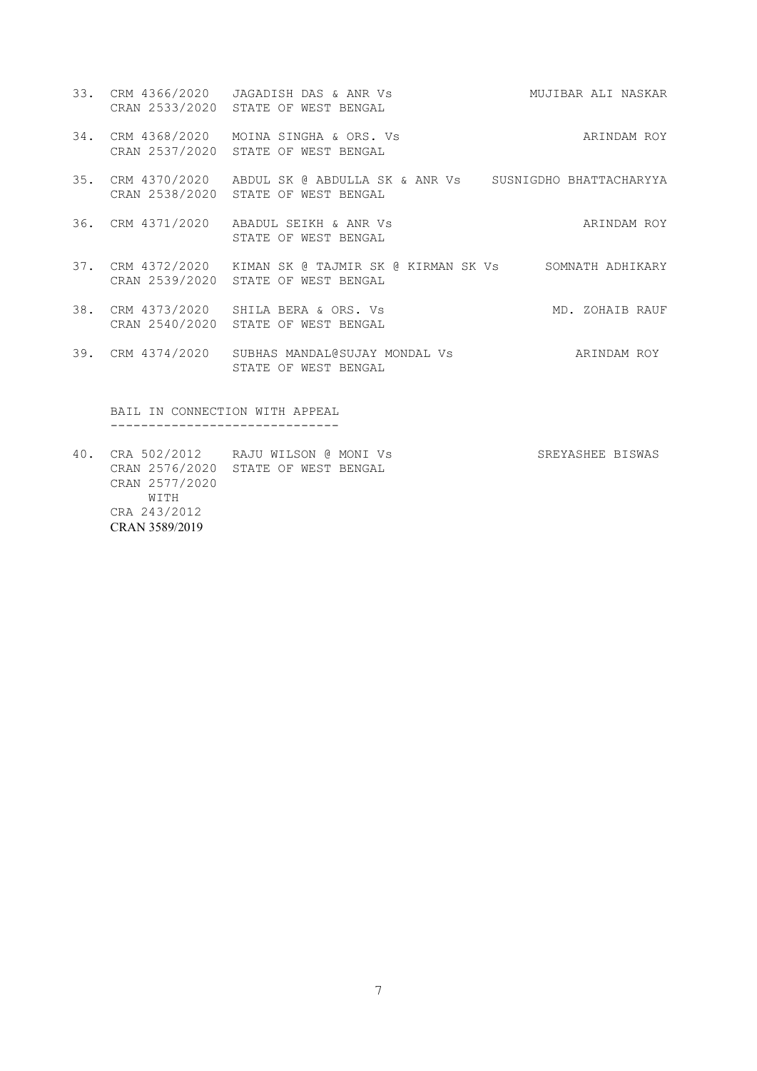33. CRM 4366/2020 JAGADISH DAS & ANR Vs MUJIBAR ALI NASKAR
    CRAN 2533/2020 STATE OF WEST BENGAL

34. CRM 4368/2020 MOINA SINGHA & ORS. Vs ARINDAM ROY
    CRAN 2537/2020 STATE OF WEST BENGAL

35. CRM 4370/2020 ABDUL SK @ ABDULLA SK & ANR Vs SUSNIGDHO BHATTACHARYYA
    CRAN 2538/2020 STATE OF WEST BENGAL

36. CRM 4371/2020 ABADUL SEIKH & ANR Vs ARINDAM ROY
    STATE OF WEST BENGAL

37. CRM 4372/2020 KIMAN SK @ TAJMIR SK @ KIRMAN SK Vs SOMNATH ADHIKARY
    CRAN 2539/2020 STATE OF WEST BENGAL

38. CRM 4373/2020 SHILA BERA & ORS. Vs MD. ZOHAIB RAUF
    CRAN 2540/2020 STATE OF WEST BENGAL

39. CRM 4374/2020 SUBHAS MANDAL@SUJAY MONDAL Vs ARINDAM ROY
    STATE OF WEST BENGAL

BAIL IN CONNECTION WITH APPEAL
------------------------------

40. CRA 502/2012 RAJU WILSON @ MONI Vs SREYASHEE BISWAS
    CRAN 2576/2020 STATE OF WEST BENGAL
    CRAN 2577/2020
    WITH
    CRA 243/2012
    CRAN 3589/2019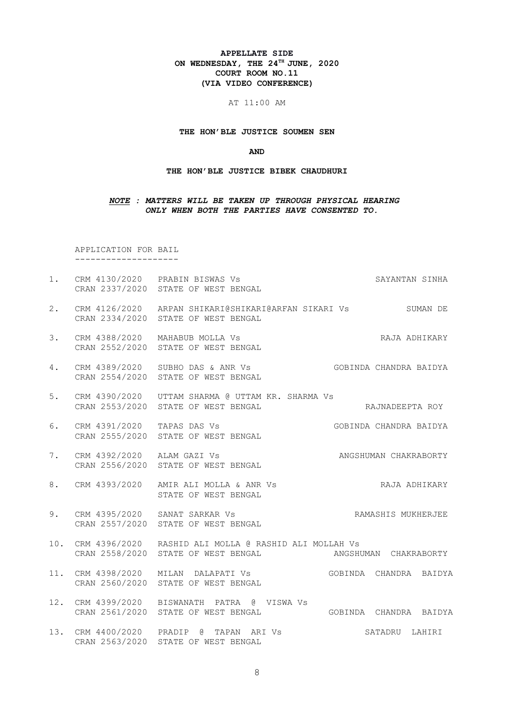**APPELLATE SIDE**
**ON WEDNESDAY, THE 24TH JUNE, 2020**
**COURT ROOM NO.11**
**(VIA VIDEO CONFERENCE)**

AT 11:00 AM

**THE HON'BLE JUSTICE SOUMEN SEN**

**AND**

**THE HON'BLE JUSTICE BIBEK CHAUDHURI**

***NOTE : MATTERS WILL BE TAKEN UP THROUGH PHYSICAL HEARING ONLY WHEN BOTH THE PARTIES HAVE CONSENTED TO.***

APPLICATION FOR BAIL
--------------------

1. CRM 4130/2020 PRABIN BISWAS Vs SAYANTAN SINHA
   CRAN 2337/2020 STATE OF WEST BENGAL

2. CRM 4126/2020 ARPAN SHIKARI@SHIKARI@ARFAN SIKARI Vs SUMAN DE
   CRAN 2334/2020 STATE OF WEST BENGAL

3. CRM 4388/2020 MAHABUB MOLLA Vs RAJA ADHIKARY
   CRAN 2552/2020 STATE OF WEST BENGAL

4. CRM 4389/2020 SUBHO DAS & ANR Vs GOBINDA CHANDRA BAIDYA
   CRAN 2554/2020 STATE OF WEST BENGAL

5. CRM 4390/2020 UTTAM SHARMA @ UTTAM KR. SHARMA Vs
   CRAN 2553/2020 STATE OF WEST BENGAL RAJNADEEPTA ROY

6. CRM 4391/2020 TAPAS DAS Vs GOBINDA CHANDRA BAIDYA
   CRAN 2555/2020 STATE OF WEST BENGAL

7. CRM 4392/2020 ALAM GAZI Vs ANGSHUMAN CHAKRABORTY
   CRAN 2556/2020 STATE OF WEST BENGAL

8. CRM 4393/2020 AMIR ALI MOLLA & ANR Vs RAJA ADHIKARY
   STATE OF WEST BENGAL

9. CRM 4395/2020 SANAT SARKAR Vs RAMASHIS MUKHERJEE
   CRAN 2557/2020 STATE OF WEST BENGAL

10. CRM 4396/2020 RASHID ALI MOLLA @ RASHID ALI MOLLAH Vs
    CRAN 2558/2020 STATE OF WEST BENGAL ANGSHUMAN CHAKRABORTY

11. CRM 4398/2020 MILAN DALAPATI Vs GOBINDA CHANDRA BAIDYA
    CRAN 2560/2020 STATE OF WEST BENGAL

12. CRM 4399/2020 BISWANATH PATRA @ VISWA Vs
    CRAN 2561/2020 STATE OF WEST BENGAL GOBINDA CHANDRA BAIDYA

13. CRM 4400/2020 PRADIP @ TAPAN ARI Vs SATADRU LAHIRI
    CRAN 2563/2020 STATE OF WEST BENGAL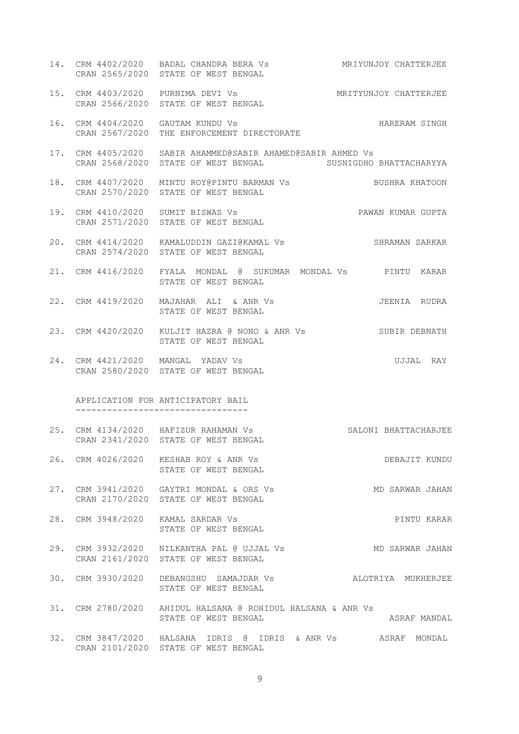14. CRM 4402/2020 CRAN 2565/2020 BADAL CHANDRA BERA Vs STATE OF WEST BENGAL — MRIYUNJOY CHATTERJEE

15. CRM 4403/2020 CRAN 2566/2020 PURNIMA DEVI Vs STATE OF WEST BENGAL — MRITYUNJOY CHATTERJEE

16. CRM 4404/2020 CRAN 2567/2020 GAUTAM KUNDU Vs THE ENFORCEMENT DIRECTORATE — HARERAM SINGH

17. CRM 4405/2020 CRAN 2568/2020 SABIR AHAMMED@SABIR AHAMED@SABIR AHMED Vs STATE OF WEST BENGAL — SUSNIGDHO BHATTACHARYYA

18. CRM 4407/2020 CRAN 2570/2020 MINTU ROY@PINTU BARMAN Vs STATE OF WEST BENGAL — BUSHRA KHATOON

19. CRM 4410/2020 CRAN 2571/2020 SUMIT BISWAS Vs STATE OF WEST BENGAL — PAWAN KUMAR GUPTA

20. CRM 4414/2020 CRAN 2574/2020 KAMALUDDIN GAZI@KAMAL Vs STATE OF WEST BENGAL — SHRAMAN SARKAR

21. CRM 4416/2020 FYALA MONDAL @ SUKUMAR MONDAL Vs STATE OF WEST BENGAL — PINTU KARAR

22. CRM 4419/2020 MAJAHAR ALI & ANR Vs STATE OF WEST BENGAL — JEENIA RUDRA

23. CRM 4420/2020 KULJIT HAZRA @ NONO & ANR Vs STATE OF WEST BENGAL — SUBIR DEBNATH

24. CRM 4421/2020 CRAN 2580/2020 MANGAL YADAV Vs STATE OF WEST BENGAL — UJJAL RAY

## APPLICATION FOR ANTICIPATORY BAIL

25. CRM 4134/2020 CRAN 2341/2020 HAFIZUR RAHAMAN Vs STATE OF WEST BENGAL — SALONI BHATTACHARJEE

26. CRM 4026/2020 KESHAB ROY & ANR Vs STATE OF WEST BENGAL — DEBAJIT KUNDU

27. CRM 3941/2020 CRAN 2170/2020 GAYTRI MONDAL & ORS Vs STATE OF WEST BENGAL — MD SARWAR JAHAN

28. CRM 3948/2020 KAMAL SARDAR Vs STATE OF WEST BENGAL — PINTU KARAR

29. CRM 3932/2020 CRAN 2161/2020 NILKANTHA PAL @ UJJAL Vs STATE OF WEST BENGAL — MD SARWAR JAHAN

30. CRM 3930/2020 DEBANGSHU SAMAJDAR Vs STATE OF WEST BENGAL — ALOTRIYA MUKHERJEE

31. CRM 2780/2020 AHIDUL HALSANA @ ROHIDUL HALSANA & ANR Vs STATE OF WEST BENGAL — ASRAF MANDAL

32. CRM 3847/2020 CRAN 2101/2020 HALSANA IDRIS @ IDRIS & ANR Vs STATE OF WEST BENGAL — ASRAF MONDAL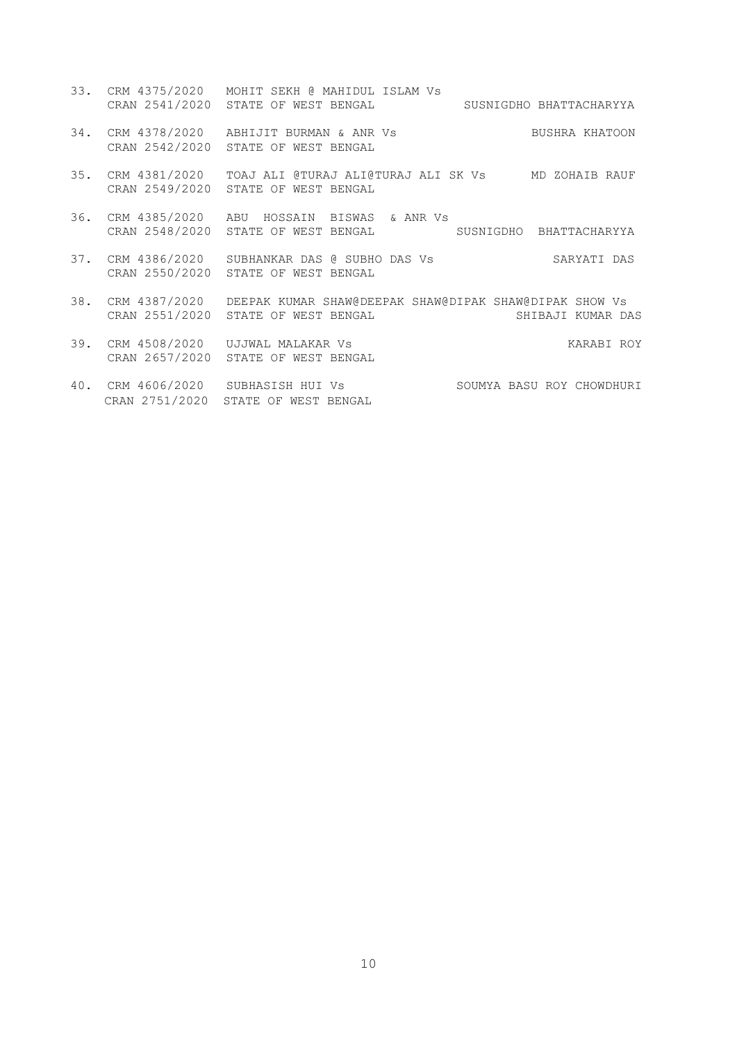33. CRM 4375/2020 MOHIT SEKH @ MAHIDUL ISLAM Vs
    CRAN 2541/2020 STATE OF WEST BENGAL SUSNIGDHO BHATTACHARYYA

34. CRM 4378/2020 ABHIJIT BURMAN & ANR Vs BUSHRA KHATOON
    CRAN 2542/2020 STATE OF WEST BENGAL

35. CRM 4381/2020 TOAJ ALI @TURAJ ALI@TURAJ ALI SK Vs MD ZOHAIB RAUF
    CRAN 2549/2020 STATE OF WEST BENGAL

36. CRM 4385/2020 ABU HOSSAIN BISWAS & ANR Vs
    CRAN 2548/2020 STATE OF WEST BENGAL SUSNIGDHO BHATTACHARYYA

37. CRM 4386/2020 SUBHANKAR DAS @ SUBHO DAS Vs SARYATI DAS
    CRAN 2550/2020 STATE OF WEST BENGAL

38. CRM 4387/2020 DEEPAK KUMAR SHAW@DEEPAK SHAW@DIPAK SHAW@DIPAK SHOW Vs
    CRAN 2551/2020 STATE OF WEST BENGAL SHIBAJI KUMAR DAS

39. CRM 4508/2020 UJJWAL MALAKAR Vs KARABI ROY
    CRAN 2657/2020 STATE OF WEST BENGAL

40. CRM 4606/2020 SUBHASISH HUI Vs SOUMYA BASU ROY CHOWDHURI
    CRAN 2751/2020 STATE OF WEST BENGAL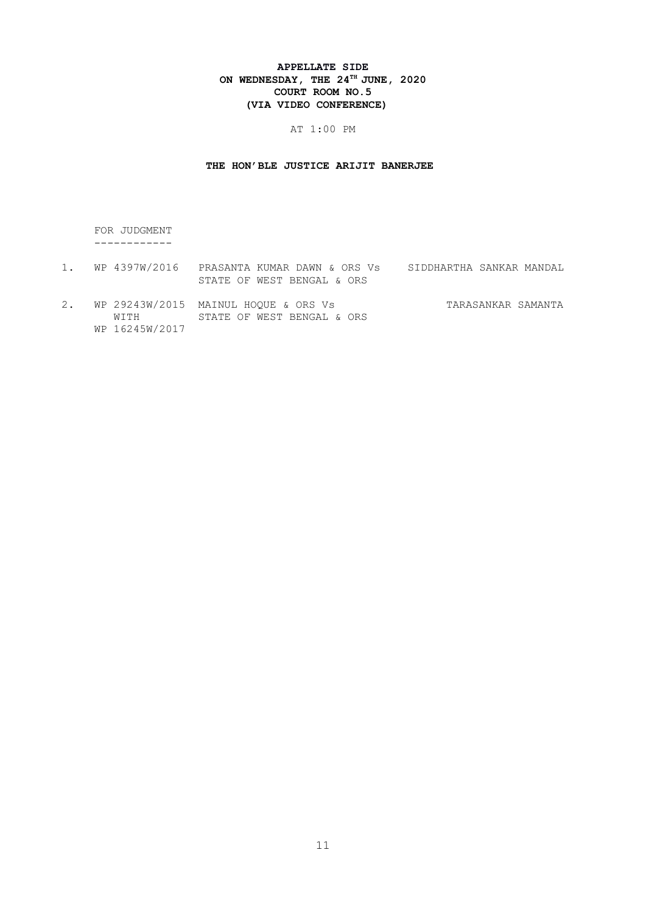**APPELLATE SIDE**
**ON WEDNESDAY, THE 24TH JUNE, 2020**
**COURT ROOM NO.5**
**(VIA VIDEO CONFERENCE)**

AT 1:00 PM

**THE HON'BLE JUSTICE ARIJIT BANERJEE**

FOR JUDGMENT
------------

| | | | |
|---|---|---|---|
| 1. | WP 4397W/2016 | PRASANTA KUMAR DAWN & ORS Vs STATE OF WEST BENGAL & ORS | SIDDHARTHA SANKAR MANDAL |
| 2. | WP 29243W/2015 WITH WP 16245W/2017 | MAINUL HOQUE & ORS Vs STATE OF WEST BENGAL & ORS | TARASANKAR SAMANTA |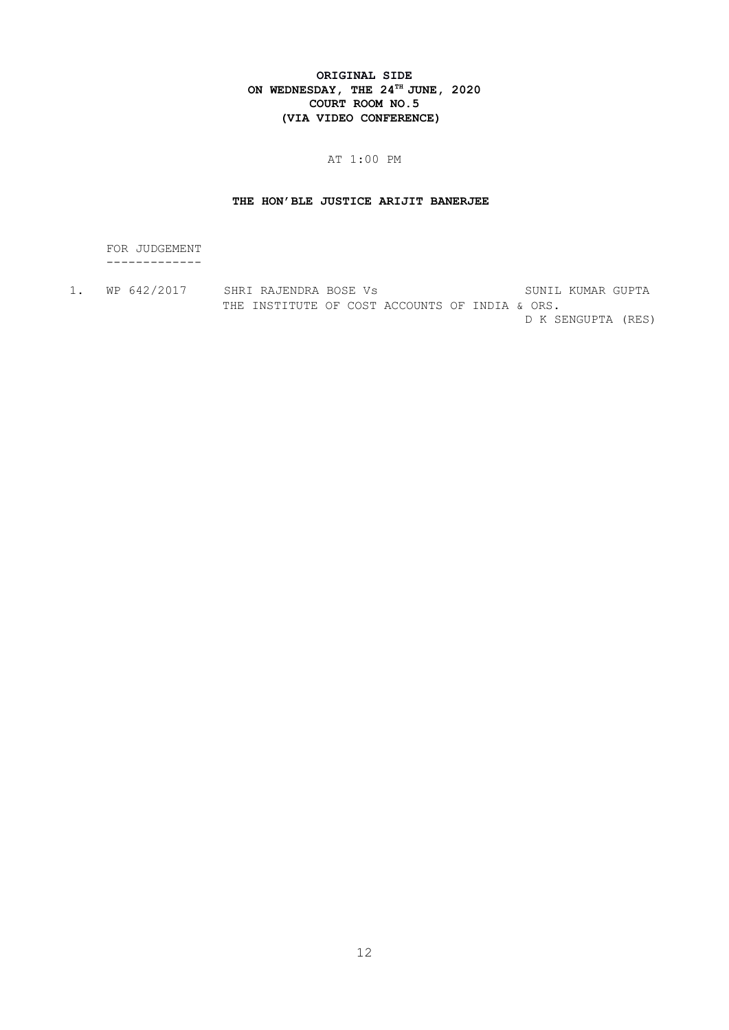**ORIGINAL SIDE**
**ON WEDNESDAY, THE 24TH JUNE, 2020**
**COURT ROOM NO.5**
**(VIA VIDEO CONFERENCE)**

AT 1:00 PM

**THE HON'BLE JUSTICE ARIJIT BANERJEE**

FOR JUDGEMENT
-------------

1. WP 642/2017 SHRI RAJENDRA BOSE Vs SUNIL KUMAR GUPTA
   THE INSTITUTE OF COST ACCOUNTS OF INDIA & ORS.
   D K SENGUPTA (RES)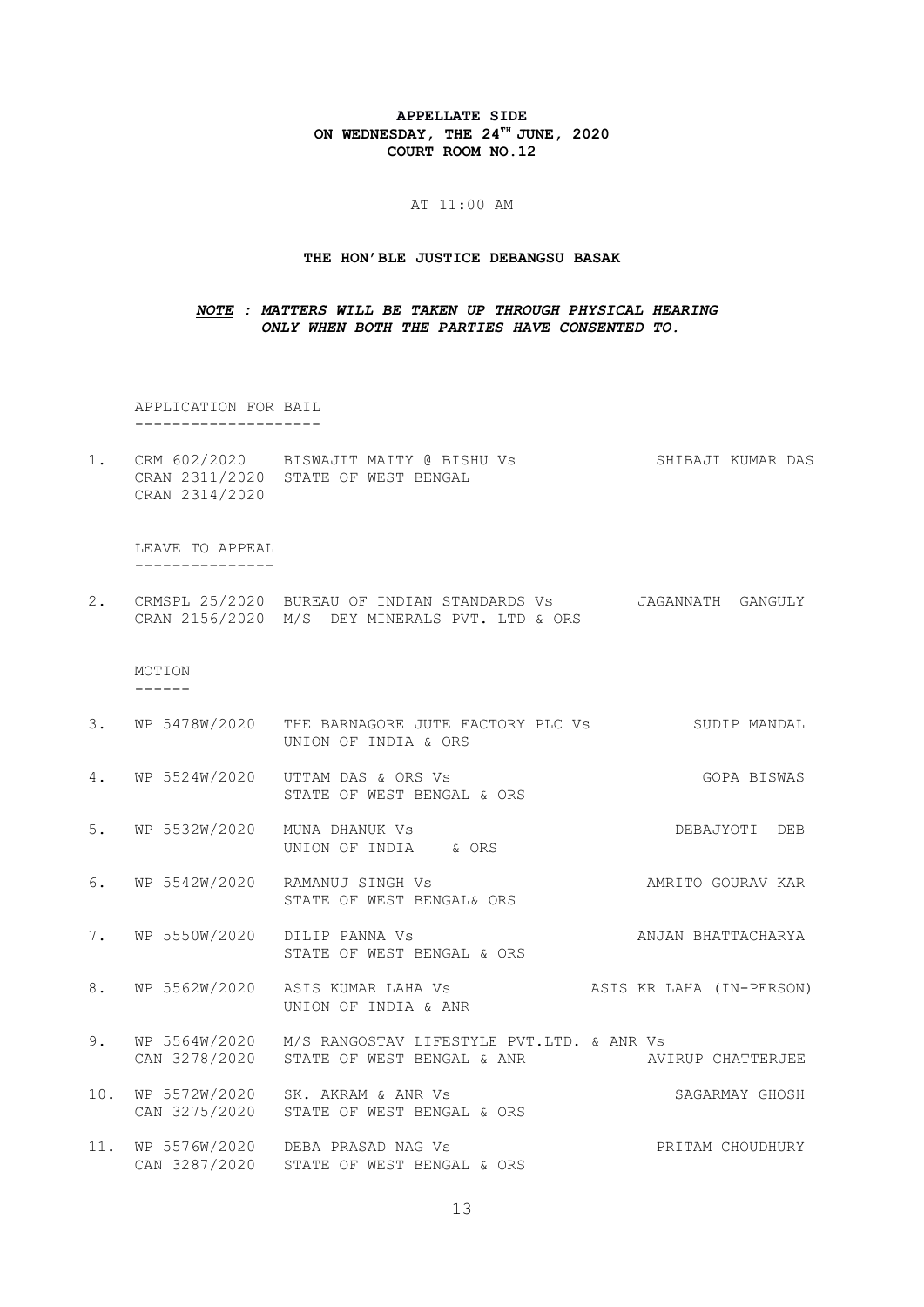**APPELLATE SIDE**
**ON WEDNESDAY, THE 24TH JUNE, 2020**
**COURT ROOM NO.12**

AT 11:00 AM

**THE HON'BLE JUSTICE DEBANGSU BASAK**

***NOTE : MATTERS WILL BE TAKEN UP THROUGH PHYSICAL HEARING ONLY WHEN BOTH THE PARTIES HAVE CONSENTED TO.***

APPLICATION FOR BAIL
--------------------

1. CRM 602/2020 CRAN 2311/2020 CRAN 2314/2020 — BISWAJIT MAITY @ BISHU Vs STATE OF WEST BENGAL — SHIBAJI KUMAR DAS

LEAVE TO APPEAL
---------------

2. CRMSPL 25/2020 CRAN 2156/2020 — BUREAU OF INDIAN STANDARDS Vs M/S DEY MINERALS PVT. LTD & ORS — JAGANNATH GANGULY

MOTION
------

3. WP 5478W/2020 — THE BARNAGORE JUTE FACTORY PLC Vs UNION OF INDIA & ORS — SUDIP MANDAL

4. WP 5524W/2020 — UTTAM DAS & ORS Vs STATE OF WEST BENGAL & ORS — GOPA BISWAS

5. WP 5532W/2020 — MUNA DHANUK Vs UNION OF INDIA & ORS — DEBAJYOTI DEB

6. WP 5542W/2020 — RAMANUJ SINGH Vs STATE OF WEST BENGAL& ORS — AMRITO GOURAV KAR

7. WP 5550W/2020 — DILIP PANNA Vs STATE OF WEST BENGAL & ORS — ANJAN BHATTACHARYA

8. WP 5562W/2020 — ASIS KUMAR LAHA Vs UNION OF INDIA & ANR — ASIS KR LAHA (IN-PERSON)

9. WP 5564W/2020 CAN 3278/2020 — M/S RANGOSTAV LIFESTYLE PVT.LTD. & ANR Vs STATE OF WEST BENGAL & ANR — AVIRUP CHATTERJEE

10. WP 5572W/2020 CAN 3275/2020 — SK. AKRAM & ANR Vs STATE OF WEST BENGAL & ORS — SAGARMAY GHOSH

11. WP 5576W/2020 CAN 3287/2020 — DEBA PRASAD NAG Vs STATE OF WEST BENGAL & ORS — PRITAM CHOUDHURY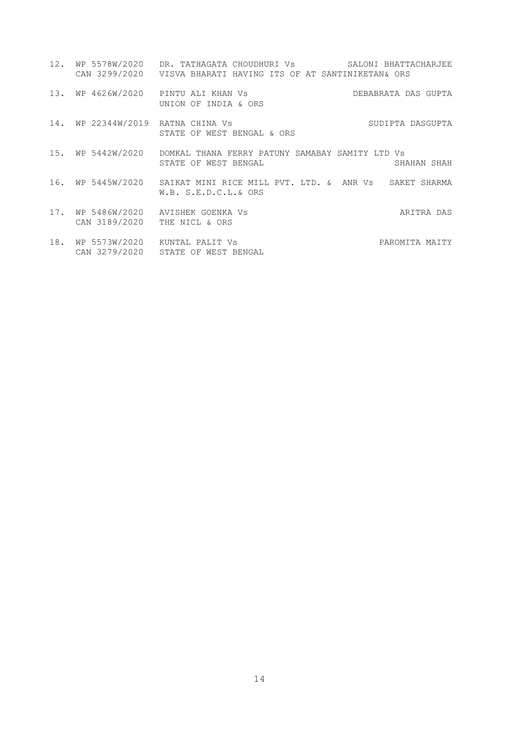12. WP 5578W/2020 DR. TATHAGATA CHOUDHURI Vs SALONI BHATTACHARJEE
    CAN 3299/2020 VISVA BHARATI HAVING ITS OF AT SANTINIKETAN& ORS

13. WP 4626W/2020 PINTU ALI KHAN Vs DEBABRATA DAS GUPTA
    UNION OF INDIA & ORS

14. WP 22344W/2019 RATNA CHINA Vs SUDIPTA DASGUPTA
    STATE OF WEST BENGAL & ORS

15. WP 5442W/2020 DOMKAL THANA FERRY PATUNY SAMABAY SAMITY LTD Vs
    STATE OF WEST BENGAL SHAHAN SHAH

16. WP 5445W/2020 SAIKAT MINI RICE MILL PVT. LTD. & ANR Vs SAKET SHARMA
    W.B. S.E.D.C.L.& ORS

17. WP 5486W/2020 AVISHEK GOENKA Vs ARITRA DAS
    CAN 3189/2020 THE NICL & ORS

18. WP 5573W/2020 KUNTAL PALIT Vs PAROMITA MAITY
    CAN 3279/2020 STATE OF WEST BENGAL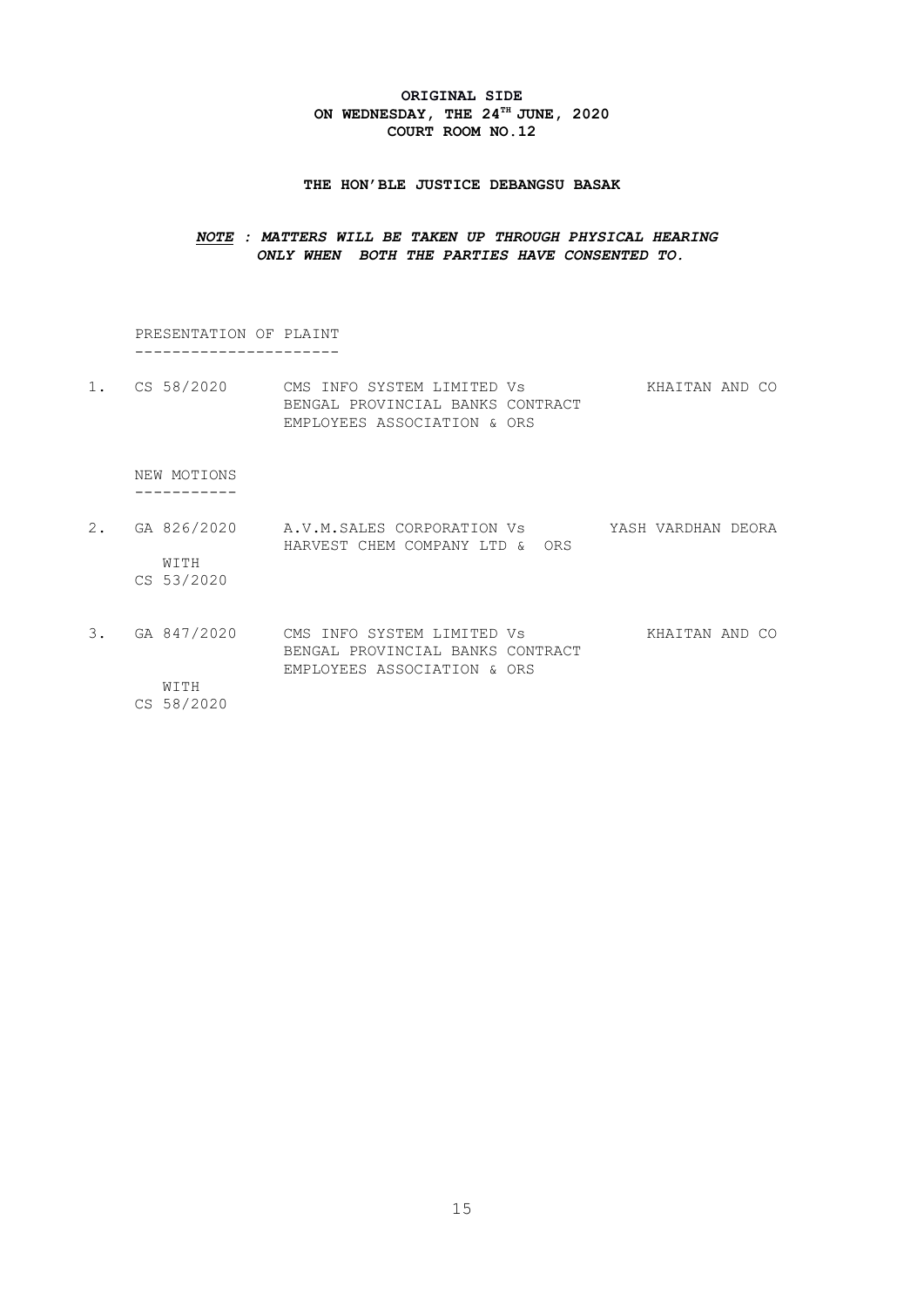**ORIGINAL SIDE**
**ON WEDNESDAY, THE 24TH JUNE, 2020**
**COURT ROOM NO.12**

**THE HON'BLE JUSTICE DEBANGSU BASAK**

***NOTE : MATTERS WILL BE TAKEN UP THROUGH PHYSICAL HEARING ONLY WHEN BOTH THE PARTIES HAVE CONSENTED TO.***

PRESENTATION OF PLAINT

| | | | |
|---|---|---|---|
| 1. | CS 58/2020 | CMS INFO SYSTEM LIMITED Vs BENGAL PROVINCIAL BANKS CONTRACT EMPLOYEES ASSOCIATION & ORS | KHAITAN AND CO |

NEW MOTIONS

| | | | |
|---|---|---|---|
| 2. | GA 826/2020 WITH CS 53/2020 | A.V.M.SALES CORPORATION Vs HARVEST CHEM COMPANY LTD & ORS | YASH VARDHAN DEORA |
| 3. | GA 847/2020 WITH CS 58/2020 | CMS INFO SYSTEM LIMITED Vs BENGAL PROVINCIAL BANKS CONTRACT EMPLOYEES ASSOCIATION & ORS | KHAITAN AND CO |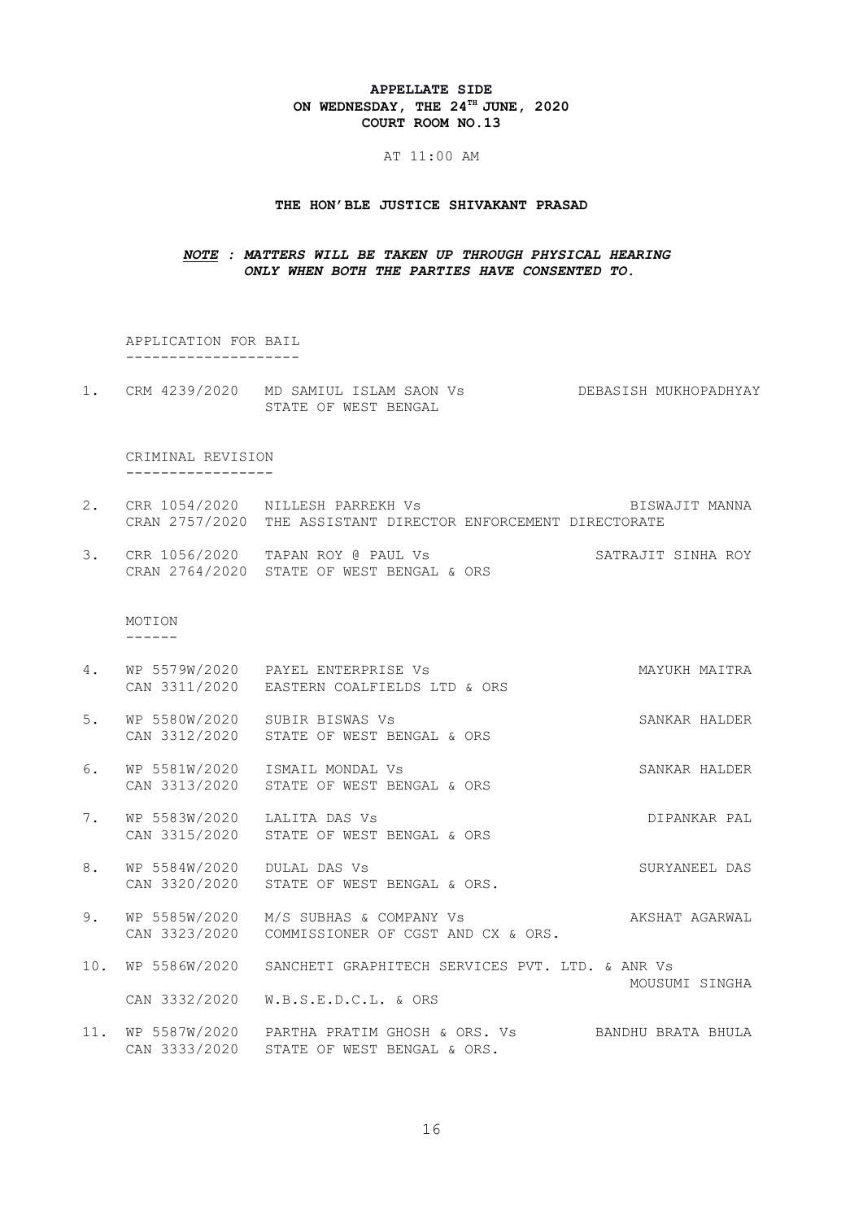**APPELLATE SIDE**
**ON WEDNESDAY, THE 24TH JUNE, 2020**
**COURT ROOM NO.13**

AT 11:00 AM

**THE HON'BLE JUSTICE SHIVAKANT PRASAD**

***NOTE : MATTERS WILL BE TAKEN UP THROUGH PHYSICAL HEARING ONLY WHEN BOTH THE PARTIES HAVE CONSENTED TO.***

APPLICATION FOR BAIL
--------------------

| No. | Case No. | Parties | Advocate |
|---|---|---|---|
| 1. | CRM 4239/2020 | MD SAMIUL ISLAM SAON Vs STATE OF WEST BENGAL | DEBASISH MUKHOPADHYAY |

CRIMINAL REVISION
-----------------

| No. | Case No. | Parties | Advocate |
|---|---|---|---|
| 2. | CRR 1054/2020<br>CRAN 2757/2020 | NILLESH PARREKH Vs<br>THE ASSISTANT DIRECTOR ENFORCEMENT DIRECTORATE | BISWAJIT MANNA |
| 3. | CRR 1056/2020<br>CRAN 2764/2020 | TAPAN ROY @ PAUL Vs<br>STATE OF WEST BENGAL & ORS | SATRAJIT SINHA ROY |

MOTION
------

| No. | Case No. | Parties | Advocate |
|---|---|---|---|
| 4. | WP 5579W/2020<br>CAN 3311/2020 | PAYEL ENTERPRISE Vs<br>EASTERN COALFIELDS LTD & ORS | MAYUKH MAITRA |
| 5. | WP 5580W/2020<br>CAN 3312/2020 | SUBIR BISWAS Vs<br>STATE OF WEST BENGAL & ORS | SANKAR HALDER |
| 6. | WP 5581W/2020<br>CAN 3313/2020 | ISMAIL MONDAL Vs<br>STATE OF WEST BENGAL & ORS | SANKAR HALDER |
| 7. | WP 5583W/2020<br>CAN 3315/2020 | LALITA DAS Vs<br>STATE OF WEST BENGAL & ORS | DIPANKAR PAL |
| 8. | WP 5584W/2020<br>CAN 3320/2020 | DULAL DAS Vs<br>STATE OF WEST BENGAL & ORS. | SURYANEEL DAS |
| 9. | WP 5585W/2020<br>CAN 3323/2020 | M/S SUBHAS & COMPANY Vs<br>COMMISSIONER OF CGST AND CX & ORS. | AKSHAT AGARWAL |
| 10. | WP 5586W/2020<br>CAN 3332/2020 | SANCHETI GRAPHITECH SERVICES PVT. LTD. & ANR Vs<br>W.B.S.E.D.C.L. & ORS | MOUSUMI SINGHA |
| 11. | WP 5587W/2020<br>CAN 3333/2020 | PARTHA PRATIM GHOSH & ORS. Vs<br>STATE OF WEST BENGAL & ORS. | BANDHU BRATA BHULA |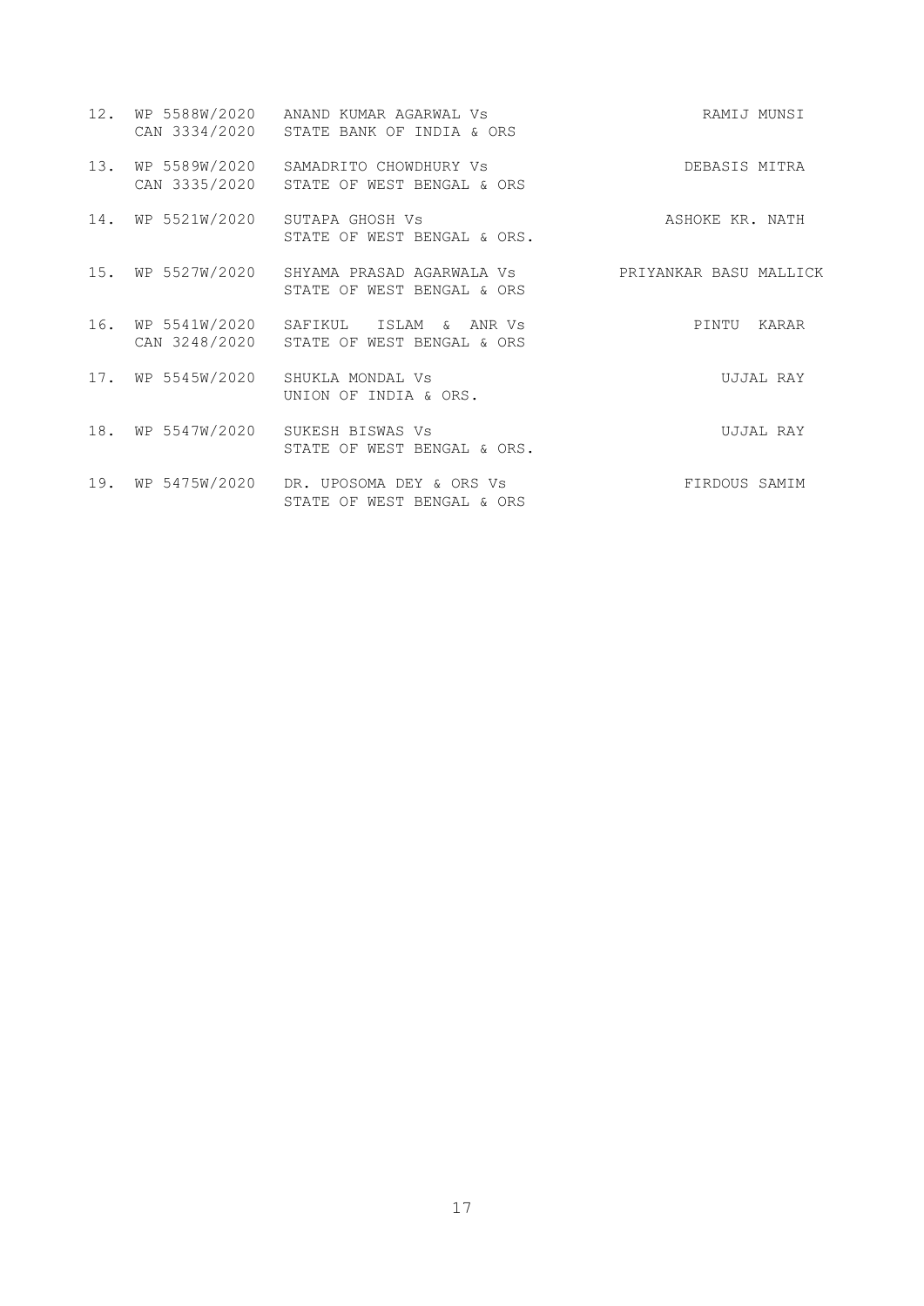| | | | |
|---|---|---|---|
| 12. | WP 5588W/2020<br>CAN 3334/2020 | ANAND KUMAR AGARWAL Vs<br>STATE BANK OF INDIA & ORS | RAMIJ MUNSI |
| 13. | WP 5589W/2020<br>CAN 3335/2020 | SAMADRITO CHOWDHURY Vs<br>STATE OF WEST BENGAL & ORS | DEBASIS MITRA |
| 14. | WP 5521W/2020 | SUTAPA GHOSH Vs<br>STATE OF WEST BENGAL & ORS. | ASHOKE KR. NATH |
| 15. | WP 5527W/2020 | SHYAMA PRASAD AGARWALA Vs<br>STATE OF WEST BENGAL & ORS | PRIYANKAR BASU MALLICK |
| 16. | WP 5541W/2020<br>CAN 3248/2020 | SAFIKUL ISLAM & ANR Vs<br>STATE OF WEST BENGAL & ORS | PINTU KARAR |
| 17. | WP 5545W/2020 | SHUKLA MONDAL Vs<br>UNION OF INDIA & ORS. | UJJAL RAY |
| 18. | WP 5547W/2020 | SUKESH BISWAS Vs<br>STATE OF WEST BENGAL & ORS. | UJJAL RAY |
| 19. | WP 5475W/2020 | DR. UPOSOMA DEY & ORS Vs<br>STATE OF WEST BENGAL & ORS | FIRDOUS SAMIM |